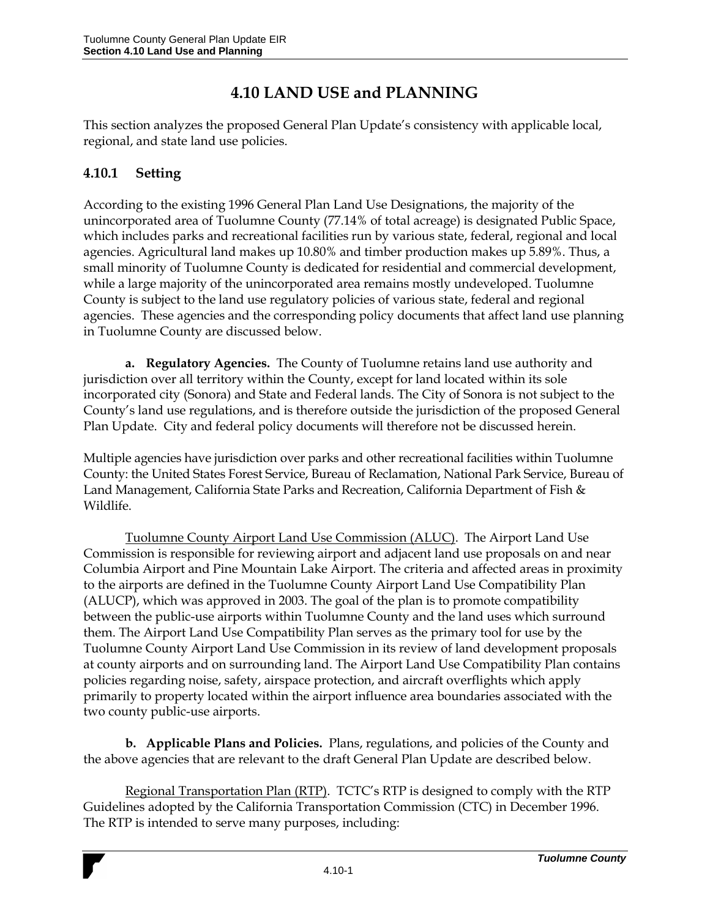# 4.10 LAND USE and PLANNING

This section analyzes the proposed General Plan Update's consistency with applicable local, regional, and state land use policies.

## 4.10.1 Setting

According to the existing 1996 General Plan Land Use Designations, the majority of the unincorporated area of Tuolumne County (77.14% of total acreage) is designated Public Space, which includes parks and recreational facilities run by various state, federal, regional and local agencies. Agricultural land makes up 10.80% and timber production makes up 5.89%. Thus, a small minority of Tuolumne County is dedicated for residential and commercial development, while a large majority of the unincorporated area remains mostly undeveloped. Tuolumne County is subject to the land use regulatory policies of various state, federal and regional agencies. These agencies and the corresponding policy documents that affect land use planning in Tuolumne County are discussed below.

**a. Regulatory Agencies.** The County of Tuolumne retains land use authority and jurisdiction over all territory within the County, except for land located within its sole incorporated city (Sonora) and State and Federal lands. The City of Sonora is not subject to the County's land use regulations, and is therefore outside the jurisdiction of the proposed General Plan Update. City and federal policy documents will therefore not be discussed herein.

Multiple agencies have jurisdiction over parks and other recreational facilities within Tuolumne County: the United States Forest Service, Bureau of Reclamation, National Park Service, Bureau of Land Management, California State Parks and Recreation, California Department of Fish & Wildlife.

Tuolumne County Airport Land Use Commission (ALUC). The Airport Land Use Commission is responsible for reviewing airport and adjacent land use proposals on and near Columbia Airport and Pine Mountain Lake Airport. The criteria and affected areas in proximity to the airports are defined in the Tuolumne County Airport Land Use Compatibility Plan (ALUCP), which was approved in 2003. The goal of the plan is to promote compatibility between the public-use airports within Tuolumne County and the land uses which surround them. The Airport Land Use Compatibility Plan serves as the primary tool for use by the Tuolumne County Airport Land Use Commission in its review of land development proposals at county airports and on surrounding land. The Airport Land Use Compatibility Plan contains policies regarding noise, safety, airspace protection, and aircraft overflights which apply primarily to property located within the airport influence area boundaries associated with the two county public-use airports.

**b. Applicable Plans and Policies.** Plans, regulations, and policies of the County and the above agencies that are relevant to the draft General Plan Update are described below.

Regional Transportation Plan (RTP). TCTC's RTP is designed to comply with the RTP Guidelines adopted by the California Transportation Commission (CTC) in December 1996. The RTP is intended to serve many purposes, including: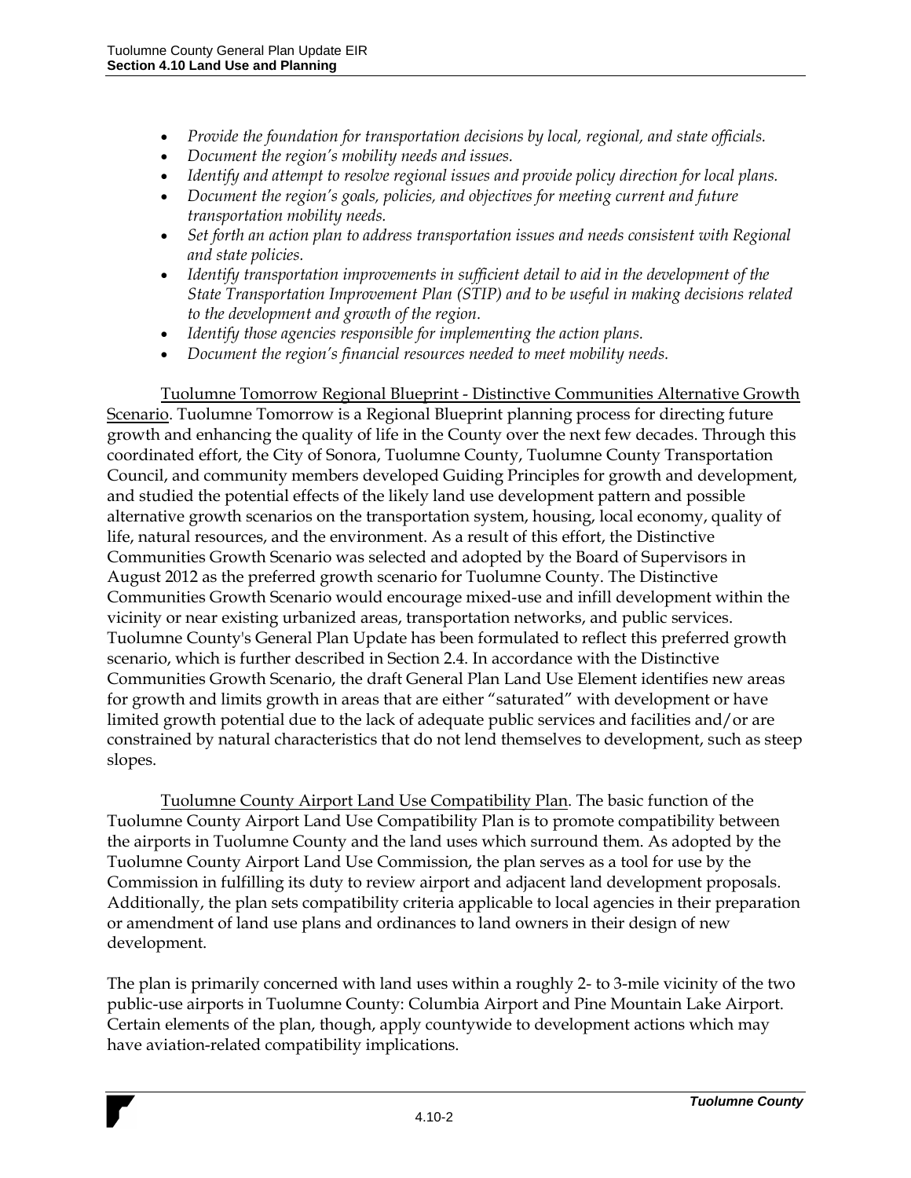- *Provide the foundation for transportation decisions by local, regional, and state officials.*
- *Document the region's mobility needs and issues.*
- *Identify and attempt to resolve regional issues and provide policy direction for local plans.*
- *Document the region's goals, policies, and objectives for meeting current and future transportation mobility needs.*
- *Set forth an action plan to address transportation issues and needs consistent with Regional and state policies.*
- *Identify transportation improvements in sufficient detail to aid in the development of the State Transportation Improvement Plan (STIP) and to be useful in making decisions related to the development and growth of the region.*
- *Identify those agencies responsible for implementing the action plans.*
- *Document the region's financial resources needed to meet mobility needs.*

<u>Tuolumne Tomorrow Regional Blueprint - Distinctive Communities Alternative Growth Scenario</u>. Tuolumne Tomorrow is a Regional Blueprint planning process for directing future growth and enhancing the quality of life in the County over the next few decades. Through this coordinated effort, the City of Sonora, Tuolumne County, Tuolumne County Transportation Council, and community members developed Guiding Principles for growth and development, and studied the potential effects of the likely land use development pattern and possible alternative growth scenarios on the transportation system, housing, local economy, quality of life, natural resources, and the environment. As a result of this effort, the Distinctive Communities Growth Scenario was selected and adopted by the Board of Supervisors in August 2012 as the preferred growth scenario for Tuolumne County. The Distinctive Communities Growth Scenario would encourage mixed-use and infill development within the vicinity or near existing urbanized areas, transportation networks, and public services. Tuolumne County's General Plan Update has been formulated to reflect this preferred growth scenario, which is further described in Section 2.4. In accordance with the Distinctive Communities Growth Scenario, the draft General Plan Land Use Element identifies new areas for growth and limits growth in areas that are either "saturated" with development or have limited growth potential due to the lack of adequate public services and facilities and/or are constrained by natural characteristics that do not lend themselves to development, such as steep slopes.

<u>Tuolumne County Airport Land Use Compatibility Plan</u>. The basic function of the Tuolumne County Airport Land Use Compatibility Plan is to promote compatibility between the airports in Tuolumne County and the land uses which surround them. As adopted by the Tuolumne County Airport Land Use Commission, the plan serves as a tool for use by the Commission in fulfilling its duty to review airport and adjacent land development proposals. Additionally, the plan sets compatibility criteria applicable to local agencies in their preparation or amendment of land use plans and ordinances to land owners in their design of new development.

The plan is primarily concerned with land uses within a roughly 2- to 3-mile vicinity of the two public-use airports in Tuolumne County: Columbia Airport and Pine Mountain Lake Airport. Certain elements of the plan, though, apply countywide to development actions which may have aviation-related compatibility implications.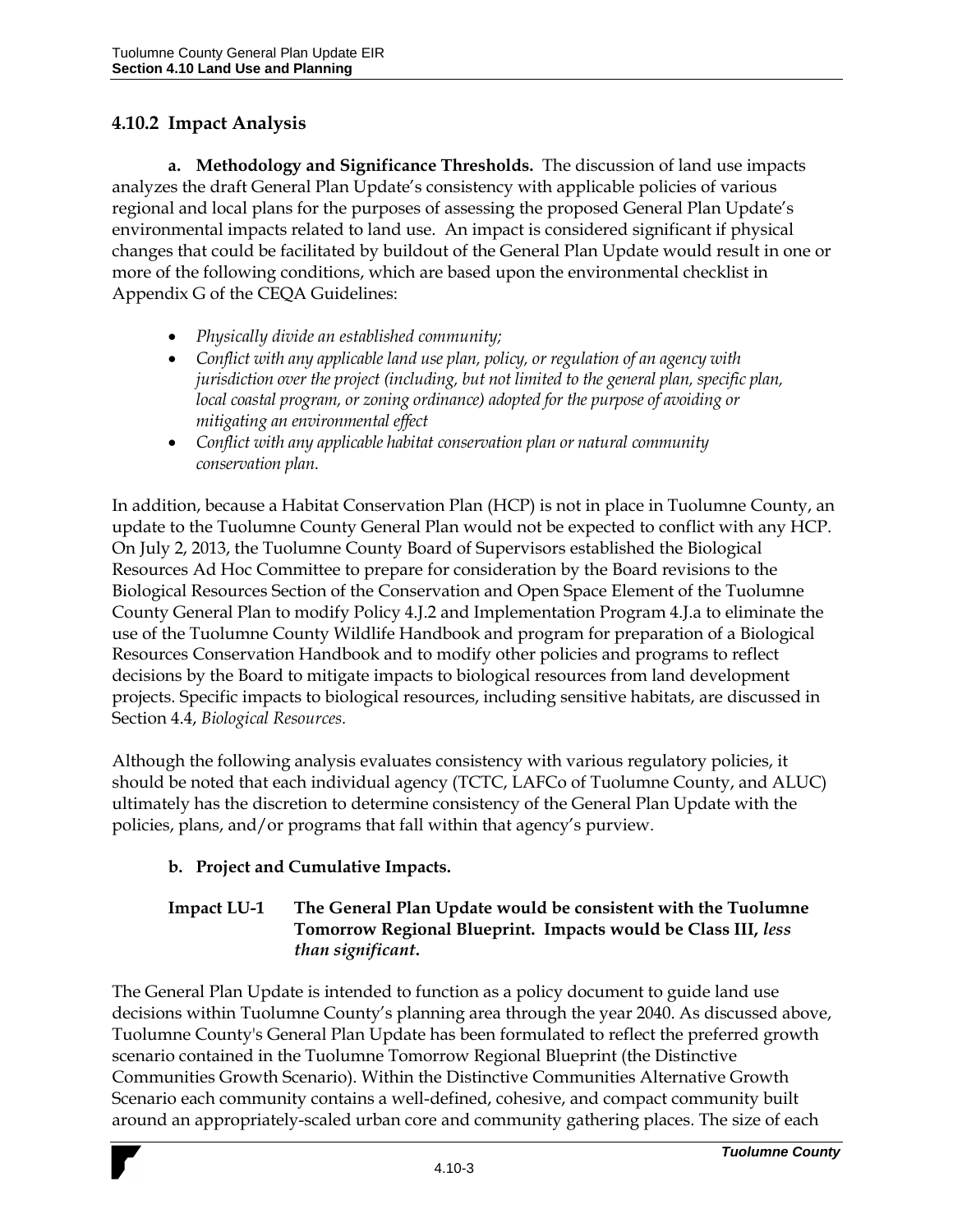### 4.10.2 Impact Analysis

**a. Methodology and Significance Thresholds.** The discussion of land use impacts analyzes the draft General Plan Update's consistency with applicable policies of various regional and local plans for the purposes of assessing the proposed General Plan Update's environmental impacts related to land use. An impact is considered significant if physical changes that could be facilitated by buildout of the General Plan Update would result in one or more of the following conditions, which are based upon the environmental checklist in Appendix G of the CEQA Guidelines:

- *Physically divide an established community;*
- *Conflict with any applicable land use plan, policy, or regulation of an agency with jurisdiction over the project (including, but not limited to the general plan, specific plan, local coastal program, or zoning ordinance) adopted for the purpose of avoiding or mitigating an environmental effect*
- *Conflict with any applicable habitat conservation plan or natural community conservation plan.*

In addition, because a Habitat Conservation Plan (HCP) is not in place in Tuolumne County, an update to the Tuolumne County General Plan would not be expected to conflict with any HCP. On July 2, 2013, the Tuolumne County Board of Supervisors established the Biological Resources Ad Hoc Committee to prepare for consideration by the Board revisions to the Biological Resources Section of the Conservation and Open Space Element of the Tuolumne County General Plan to modify Policy 4.J.2 and Implementation Program 4.J.a to eliminate the use of the Tuolumne County Wildlife Handbook and program for preparation of a Biological Resources Conservation Handbook and to modify other policies and programs to reflect decisions by the Board to mitigate impacts to biological resources from land development projects. Specific impacts to biological resources, including sensitive habitats, are discussed in Section 4.4, *Biological Resources.*

Although the following analysis evaluates consistency with various regulatory policies, it should be noted that each individual agency (TCTC, LAFCo of Tuolumne County, and ALUC) ultimately has the discretion to determine consistency of the General Plan Update with the policies, plans, and/or programs that fall within that agency's purview.

**b. Project and Cumulative Impacts.**

**Impact LU-1 The General Plan Update would be consistent with the Tuolumne Tomorrow Regional Blueprint. Impacts would be Class III, *less than significant*.**

The General Plan Update is intended to function as a policy document to guide land use decisions within Tuolumne County's planning area through the year 2040. As discussed above, Tuolumne County's General Plan Update has been formulated to reflect the preferred growth scenario contained in the Tuolumne Tomorrow Regional Blueprint (the Distinctive Communities Growth Scenario). Within the Distinctive Communities Alternative Growth Scenario each community contains a well-defined, cohesive, and compact community built around an appropriately-scaled urban core and community gathering places. The size of each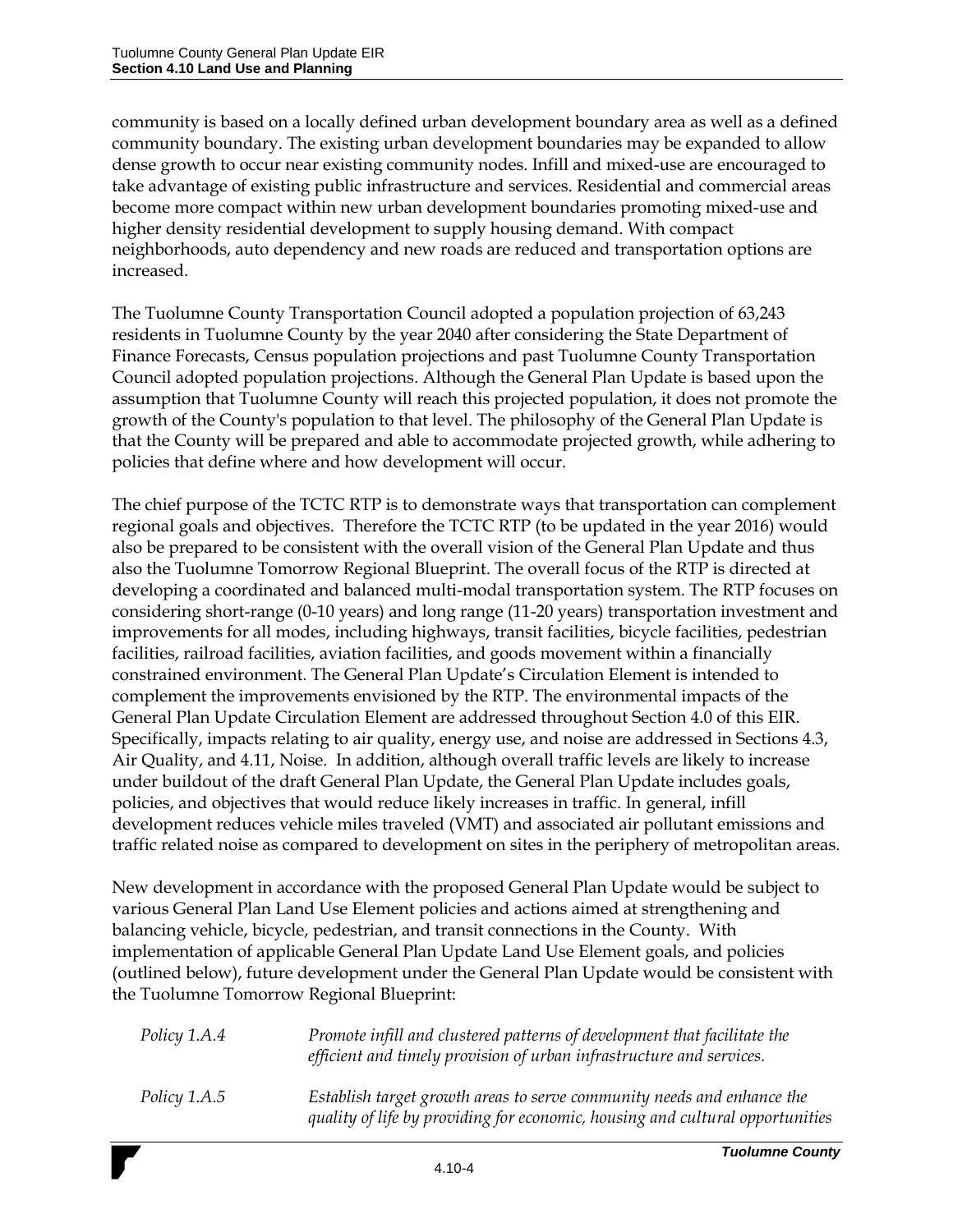community is based on a locally defined urban development boundary area as well as a defined community boundary. The existing urban development boundaries may be expanded to allow dense growth to occur near existing community nodes. Infill and mixed-use are encouraged to take advantage of existing public infrastructure and services. Residential and commercial areas become more compact within new urban development boundaries promoting mixed-use and higher density residential development to supply housing demand. With compact neighborhoods, auto dependency and new roads are reduced and transportation options are increased.

The Tuolumne County Transportation Council adopted a population projection of 63,243 residents in Tuolumne County by the year 2040 after considering the State Department of Finance Forecasts, Census population projections and past Tuolumne County Transportation Council adopted population projections. Although the General Plan Update is based upon the assumption that Tuolumne County will reach this projected population, it does not promote the growth of the County's population to that level. The philosophy of the General Plan Update is that the County will be prepared and able to accommodate projected growth, while adhering to policies that define where and how development will occur.

The chief purpose of the TCTC RTP is to demonstrate ways that transportation can complement regional goals and objectives. Therefore the TCTC RTP (to be updated in the year 2016) would also be prepared to be consistent with the overall vision of the General Plan Update and thus also the Tuolumne Tomorrow Regional Blueprint. The overall focus of the RTP is directed at developing a coordinated and balanced multi-modal transportation system. The RTP focuses on considering short-range (0-10 years) and long range (11-20 years) transportation investment and improvements for all modes, including highways, transit facilities, bicycle facilities, pedestrian facilities, railroad facilities, aviation facilities, and goods movement within a financially constrained environment. The General Plan Update's Circulation Element is intended to complement the improvements envisioned by the RTP. The environmental impacts of the General Plan Update Circulation Element are addressed throughout Section 4.0 of this EIR. Specifically, impacts relating to air quality, energy use, and noise are addressed in Sections 4.3, Air Quality, and 4.11, Noise. In addition, although overall traffic levels are likely to increase under buildout of the draft General Plan Update, the General Plan Update includes goals, policies, and objectives that would reduce likely increases in traffic. In general, infill development reduces vehicle miles traveled (VMT) and associated air pollutant emissions and traffic related noise as compared to development on sites in the periphery of metropolitan areas.

New development in accordance with the proposed General Plan Update would be subject to various General Plan Land Use Element policies and actions aimed at strengthening and balancing vehicle, bicycle, pedestrian, and transit connections in the County. With implementation of applicable General Plan Update Land Use Element goals, and policies (outlined below), future development under the General Plan Update would be consistent with the Tuolumne Tomorrow Regional Blueprint:

*Policy 1.A.4* — *Promote infill and clustered patterns of development that facilitate the efficient and timely provision of urban infrastructure and services.*

*Policy 1.A.5* — *Establish target growth areas to serve community needs and enhance the quality of life by providing for economic, housing and cultural opportunities*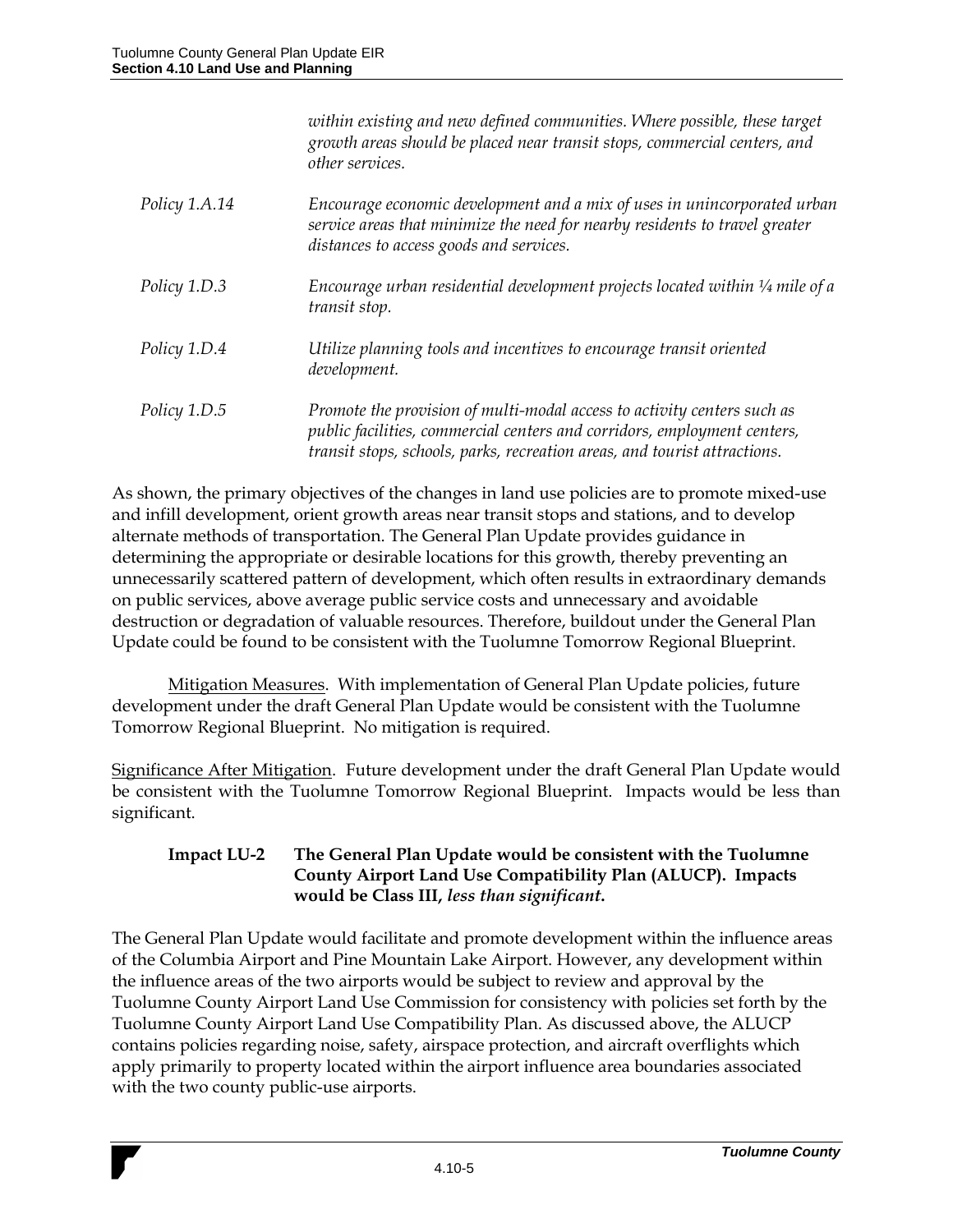*within existing and new defined communities. Where possible, these target growth areas should be placed near transit stops, commercial centers, and other services.*

*Policy 1.A.14* — *Encourage economic development and a mix of uses in unincorporated urban service areas that minimize the need for nearby residents to travel greater distances to access goods and services.*

*Policy 1.D.3* — *Encourage urban residential development projects located within ¼ mile of a transit stop.*

*Policy 1.D.4* — *Utilize planning tools and incentives to encourage transit oriented development.*

*Policy 1.D.5* — *Promote the provision of multi-modal access to activity centers such as public facilities, commercial centers and corridors, employment centers, transit stops, schools, parks, recreation areas, and tourist attractions.*

As shown, the primary objectives of the changes in land use policies are to promote mixed-use and infill development, orient growth areas near transit stops and stations, and to develop alternate methods of transportation. The General Plan Update provides guidance in determining the appropriate or desirable locations for this growth, thereby preventing an unnecessarily scattered pattern of development, which often results in extraordinary demands on public services, above average public service costs and unnecessary and avoidable destruction or degradation of valuable resources. Therefore, buildout under the General Plan Update could be found to be consistent with the Tuolumne Tomorrow Regional Blueprint.

Mitigation Measures. With implementation of General Plan Update policies, future development under the draft General Plan Update would be consistent with the Tuolumne Tomorrow Regional Blueprint. No mitigation is required.

Significance After Mitigation. Future development under the draft General Plan Update would be consistent with the Tuolumne Tomorrow Regional Blueprint. Impacts would be less than significant.

**Impact LU-2 — The General Plan Update would be consistent with the Tuolumne County Airport Land Use Compatibility Plan (ALUCP). Impacts would be Class III, *less than significant*.**

The General Plan Update would facilitate and promote development within the influence areas of the Columbia Airport and Pine Mountain Lake Airport. However, any development within the influence areas of the two airports would be subject to review and approval by the Tuolumne County Airport Land Use Commission for consistency with policies set forth by the Tuolumne County Airport Land Use Compatibility Plan. As discussed above, the ALUCP contains policies regarding noise, safety, airspace protection, and aircraft overflights which apply primarily to property located within the airport influence area boundaries associated with the two county public-use airports.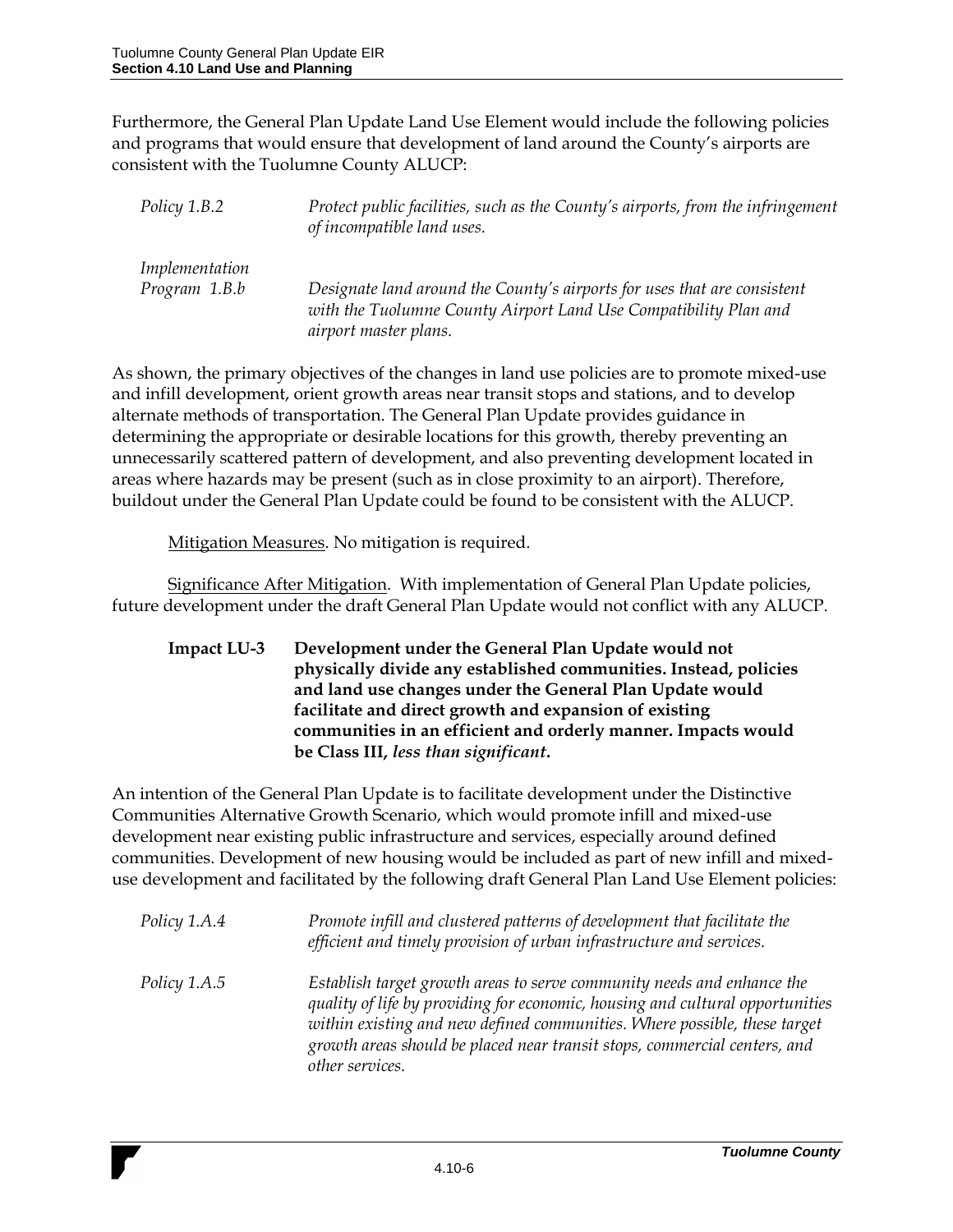Furthermore, the General Plan Update Land Use Element would include the following policies and programs that would ensure that development of land around the County's airports are consistent with the Tuolumne County ALUCP:

*Policy 1.B.2* — *Protect public facilities, such as the County's airports, from the infringement of incompatible land uses.*

*Implementation Program 1.B.b* — *Designate land around the County's airports for uses that are consistent with the Tuolumne County Airport Land Use Compatibility Plan and airport master plans.*

As shown, the primary objectives of the changes in land use policies are to promote mixed-use and infill development, orient growth areas near transit stops and stations, and to develop alternate methods of transportation. The General Plan Update provides guidance in determining the appropriate or desirable locations for this growth, thereby preventing an unnecessarily scattered pattern of development, and also preventing development located in areas where hazards may be present (such as in close proximity to an airport). Therefore, buildout under the General Plan Update could be found to be consistent with the ALUCP.

Mitigation Measures. No mitigation is required.

Significance After Mitigation. With implementation of General Plan Update policies, future development under the draft General Plan Update would not conflict with any ALUCP.

**Impact LU-3 Development under the General Plan Update would not physically divide any established communities. Instead, policies and land use changes under the General Plan Update would facilitate and direct growth and expansion of existing communities in an efficient and orderly manner. Impacts would be Class III, *less than significant*.**

An intention of the General Plan Update is to facilitate development under the Distinctive Communities Alternative Growth Scenario, which would promote infill and mixed-use development near existing public infrastructure and services, especially around defined communities. Development of new housing would be included as part of new infill and mixed-use development and facilitated by the following draft General Plan Land Use Element policies:

*Policy 1.A.4* — *Promote infill and clustered patterns of development that facilitate the efficient and timely provision of urban infrastructure and services.*

*Policy 1.A.5* — *Establish target growth areas to serve community needs and enhance the quality of life by providing for economic, housing and cultural opportunities within existing and new defined communities. Where possible, these target growth areas should be placed near transit stops, commercial centers, and other services.*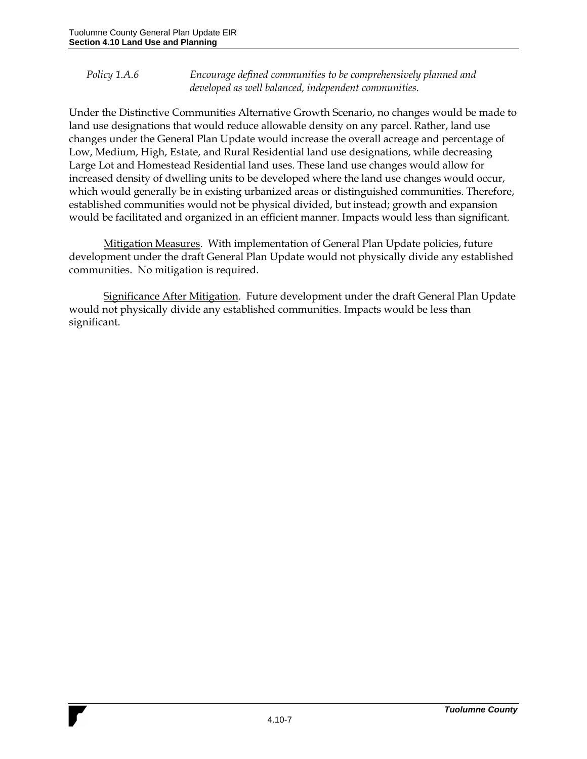*Policy 1.A.6* *Encourage defined communities to be comprehensively planned and developed as well balanced, independent communities.*

Under the Distinctive Communities Alternative Growth Scenario, no changes would be made to land use designations that would reduce allowable density on any parcel. Rather, land use changes under the General Plan Update would increase the overall acreage and percentage of Low, Medium, High, Estate, and Rural Residential land use designations, while decreasing Large Lot and Homestead Residential land uses. These land use changes would allow for increased density of dwelling units to be developed where the land use changes would occur, which would generally be in existing urbanized areas or distinguished communities. Therefore, established communities would not be physical divided, but instead; growth and expansion would be facilitated and organized in an efficient manner. Impacts would less than significant.

Mitigation Measures. With implementation of General Plan Update policies, future development under the draft General Plan Update would not physically divide any established communities. No mitigation is required.

Significance After Mitigation. Future development under the draft General Plan Update would not physically divide any established communities. Impacts would be less than significant.